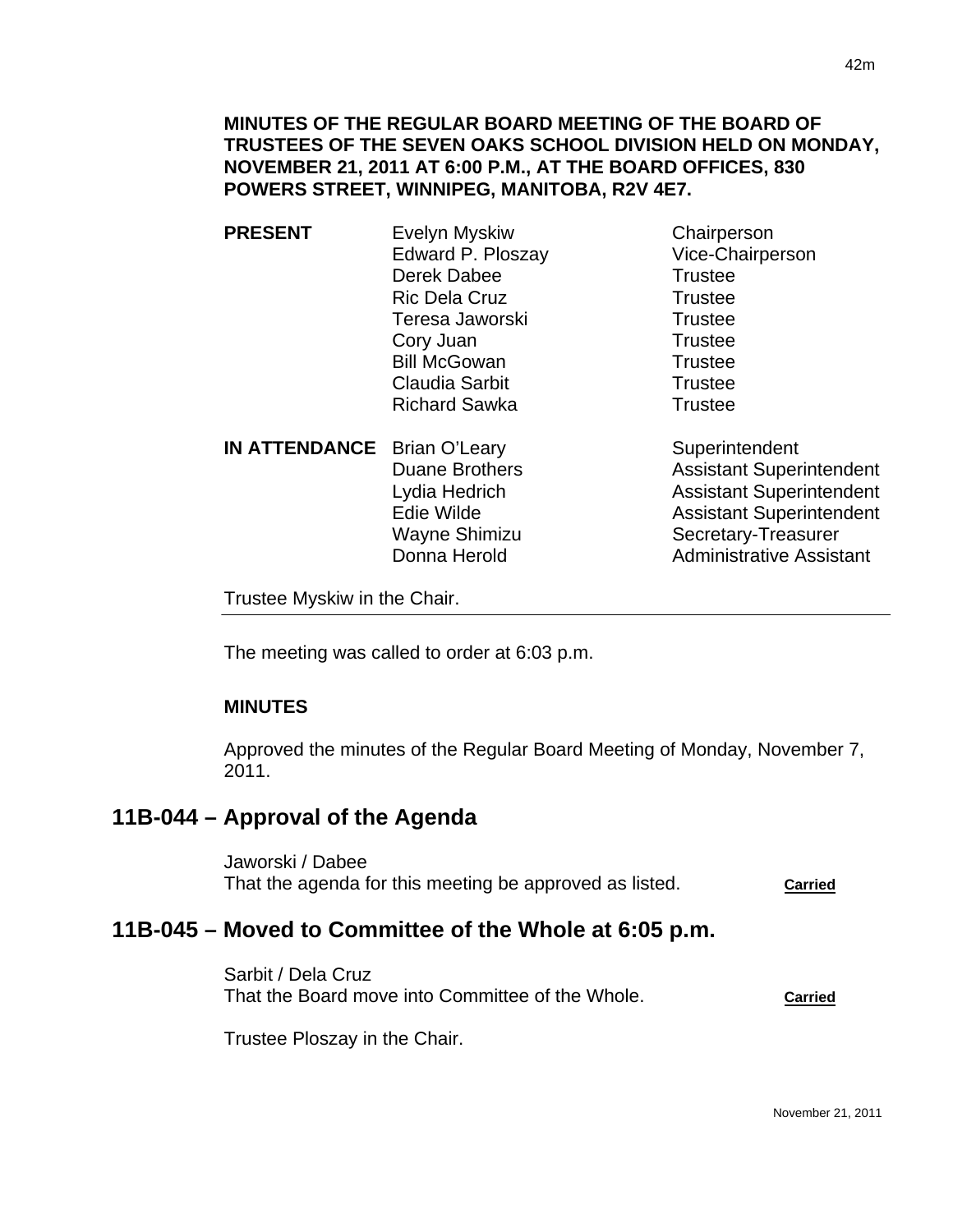**MINUTES OF THE REGULAR BOARD MEETING OF THE BOARD OF TRUSTEES OF THE SEVEN OAKS SCHOOL DIVISION HELD ON MONDAY, NOVEMBER 21, 2011 AT 6:00 P.M., AT THE BOARD OFFICES, 830 POWERS STREET, WINNIPEG, MANITOBA, R2V 4E7.**

| | | |
|---|---|---|
| **PRESENT** | Evelyn Myskiw | Chairperson |
| | Edward P. Ploszay | Vice-Chairperson |
| | Derek Dabee | Trustee |
| | Ric Dela Cruz | Trustee |
| | Teresa Jaworski | Trustee |
| | Cory Juan | Trustee |
| | Bill McGowan | Trustee |
| | Claudia Sarbit | Trustee |
| | Richard Sawka | Trustee |
| **IN ATTENDANCE** | Brian O'Leary | Superintendent |
| | Duane Brothers | Assistant Superintendent |
| | Lydia Hedrich | Assistant Superintendent |
| | Edie Wilde | Assistant Superintendent |
| | Wayne Shimizu | Secretary-Treasurer |
| | Donna Herold | Administrative Assistant |

Trustee Myskiw in the Chair.

---

The meeting was called to order at 6:03 p.m.

**MINUTES**

Approved the minutes of the Regular Board Meeting of Monday, November 7, 2011.

## 11B-044 – Approval of the Agenda

Jaworski / Dabee
That the agenda for this meeting be approved as listed. **Carried**

## 11B-045 – Moved to Committee of the Whole at 6:05 p.m.

Sarbit / Dela Cruz
That the Board move into Committee of the Whole. **Carried**

Trustee Ploszay in the Chair.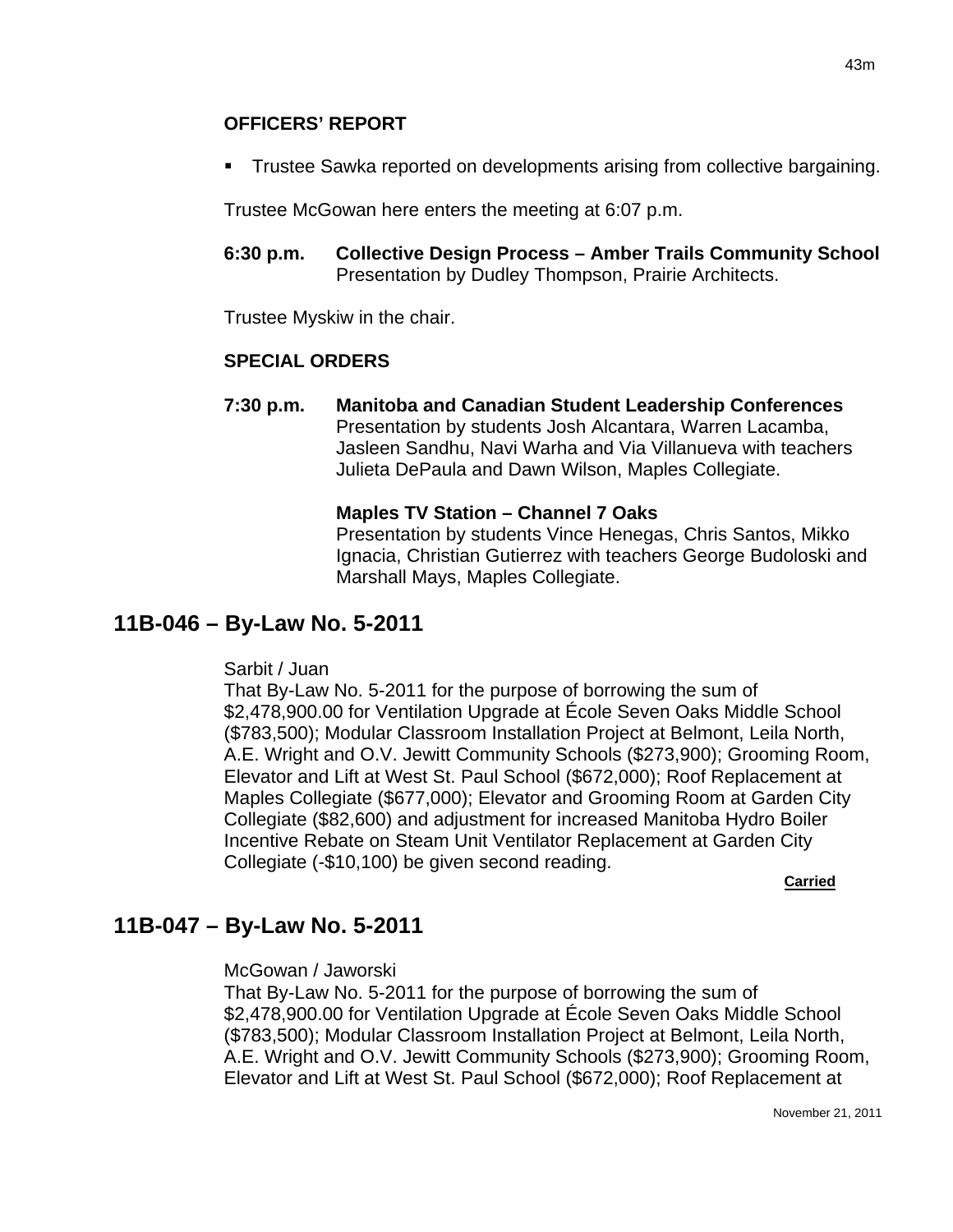**OFFICERS' REPORT**

- Trustee Sawka reported on developments arising from collective bargaining.

Trustee McGowan here enters the meeting at 6:07 p.m.

**6:30 p.m.** **Collective Design Process – Amber Trails Community School**
Presentation by Dudley Thompson, Prairie Architects.

Trustee Myskiw in the chair.

**SPECIAL ORDERS**

**7:30 p.m.** **Manitoba and Canadian Student Leadership Conferences**
Presentation by students Josh Alcantara, Warren Lacamba, Jasleen Sandhu, Navi Warha and Via Villanueva with teachers Julieta DePaula and Dawn Wilson, Maples Collegiate.

**Maples TV Station – Channel 7 Oaks**
Presentation by students Vince Henegas, Chris Santos, Mikko Ignacia, Christian Gutierrez with teachers George Budoloski and Marshall Mays, Maples Collegiate.

## 11B-046 – By-Law No. 5-2011

Sarbit / Juan
That By-Law No. 5-2011 for the purpose of borrowing the sum of $2,478,900.00 for Ventilation Upgrade at École Seven Oaks Middle School ($783,500); Modular Classroom Installation Project at Belmont, Leila North, A.E. Wright and O.V. Jewitt Community Schools ($273,900); Grooming Room, Elevator and Lift at West St. Paul School ($672,000); Roof Replacement at Maples Collegiate ($677,000); Elevator and Grooming Room at Garden City Collegiate ($82,600) and adjustment for increased Manitoba Hydro Boiler Incentive Rebate on Steam Unit Ventilator Replacement at Garden City Collegiate (-$10,100) be given second reading.

**Carried**

## 11B-047 – By-Law No. 5-2011

McGowan / Jaworski
That By-Law No. 5-2011 for the purpose of borrowing the sum of $2,478,900.00 for Ventilation Upgrade at École Seven Oaks Middle School ($783,500); Modular Classroom Installation Project at Belmont, Leila North, A.E. Wright and O.V. Jewitt Community Schools ($273,900); Grooming Room, Elevator and Lift at West St. Paul School ($672,000); Roof Replacement at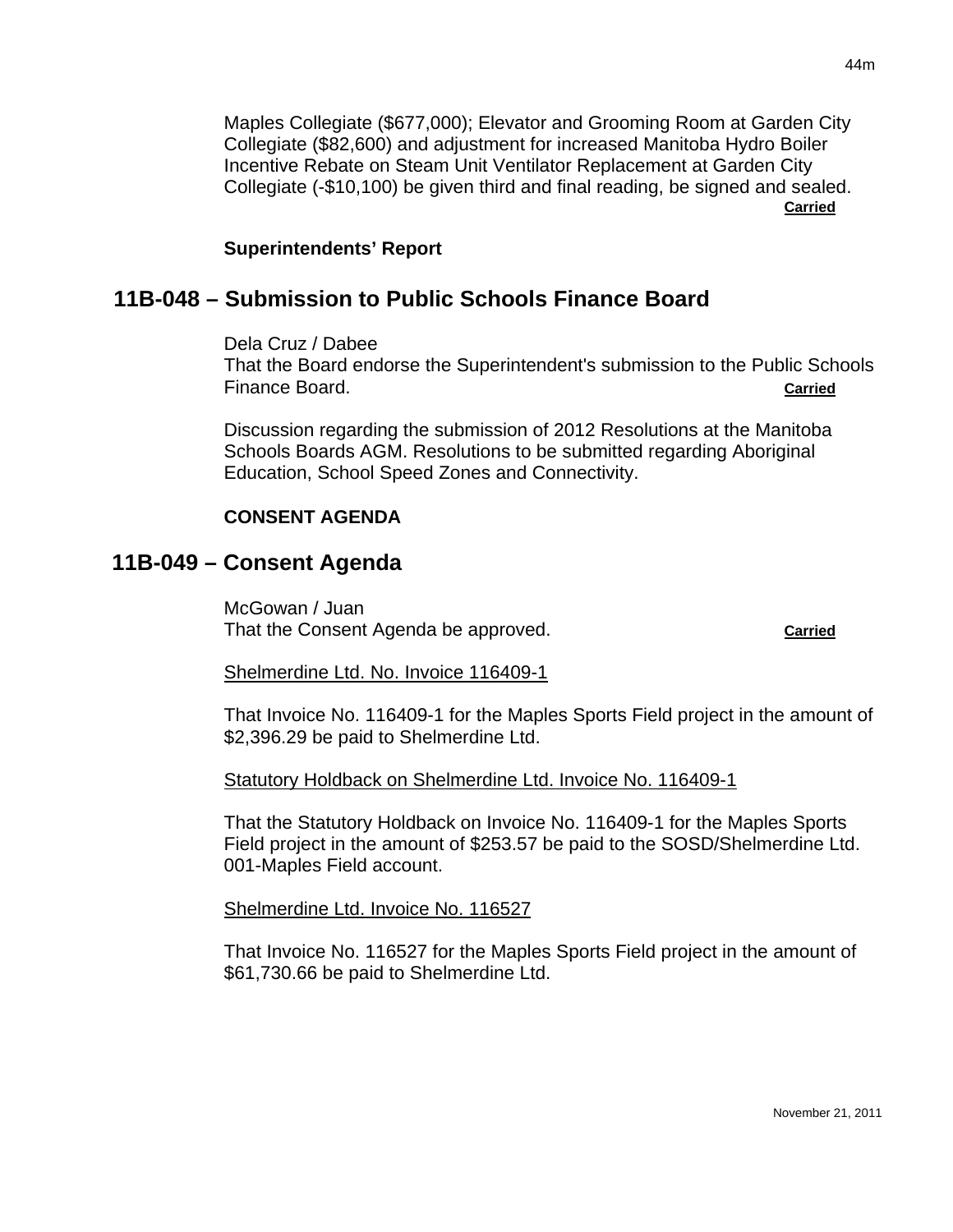Maples Collegiate ($677,000); Elevator and Grooming Room at Garden City Collegiate ($82,600) and adjustment for increased Manitoba Hydro Boiler Incentive Rebate on Steam Unit Ventilator Replacement at Garden City Collegiate (-$10,100) be given third and final reading, be signed and sealed. **Carried**

**Superintendents' Report**

## 11B-048 – Submission to Public Schools Finance Board

Dela Cruz / Dabee
That the Board endorse the Superintendent's submission to the Public Schools Finance Board. **Carried**

Discussion regarding the submission of 2012 Resolutions at the Manitoba Schools Boards AGM. Resolutions to be submitted regarding Aboriginal Education, School Speed Zones and Connectivity.

**CONSENT AGENDA**

## 11B-049 – Consent Agenda

McGowan / Juan
That the Consent Agenda be approved. **Carried**

Shelmerdine Ltd. No. Invoice 116409-1

That Invoice No. 116409-1 for the Maples Sports Field project in the amount of $2,396.29 be paid to Shelmerdine Ltd.

Statutory Holdback on Shelmerdine Ltd. Invoice No. 116409-1

That the Statutory Holdback on Invoice No. 116409-1 for the Maples Sports Field project in the amount of $253.57 be paid to the SOSD/Shelmerdine Ltd. 001-Maples Field account.

Shelmerdine Ltd. Invoice No. 116527

That Invoice No. 116527 for the Maples Sports Field project in the amount of $61,730.66 be paid to Shelmerdine Ltd.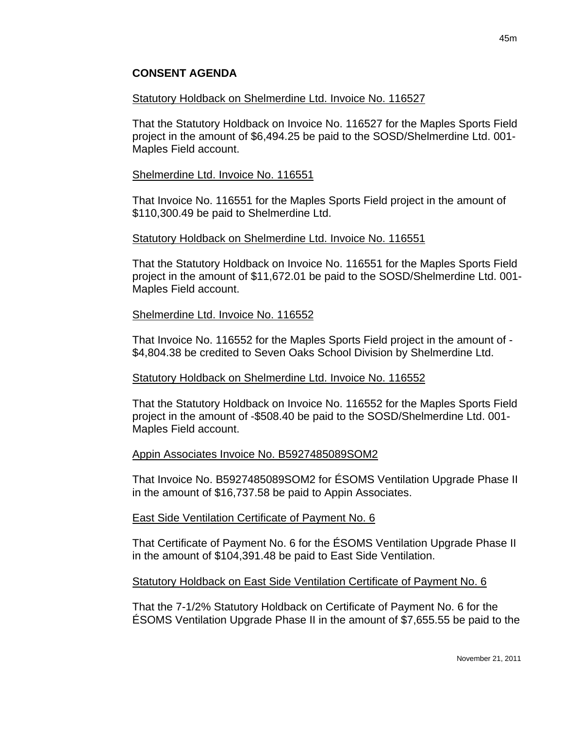**CONSENT AGENDA**

Statutory Holdback on Shelmerdine Ltd. Invoice No. 116527

That the Statutory Holdback on Invoice No. 116527 for the Maples Sports Field project in the amount of $6,494.25 be paid to the SOSD/Shelmerdine Ltd. 001-Maples Field account.

Shelmerdine Ltd. Invoice No. 116551

That Invoice No. 116551 for the Maples Sports Field project in the amount of $110,300.49 be paid to Shelmerdine Ltd.

Statutory Holdback on Shelmerdine Ltd. Invoice No. 116551

That the Statutory Holdback on Invoice No. 116551 for the Maples Sports Field project in the amount of $11,672.01 be paid to the SOSD/Shelmerdine Ltd. 001-Maples Field account.

Shelmerdine Ltd. Invoice No. 116552

That Invoice No. 116552 for the Maples Sports Field project in the amount of -$4,804.38 be credited to Seven Oaks School Division by Shelmerdine Ltd.

Statutory Holdback on Shelmerdine Ltd. Invoice No. 116552

That the Statutory Holdback on Invoice No. 116552 for the Maples Sports Field project in the amount of -$508.40 be paid to the SOSD/Shelmerdine Ltd. 001-Maples Field account.

Appin Associates Invoice No. B5927485089SOM2

That Invoice No. B5927485089SOM2 for ÉSOMS Ventilation Upgrade Phase II in the amount of $16,737.58 be paid to Appin Associates.

East Side Ventilation Certificate of Payment No. 6

That Certificate of Payment No. 6 for the ÉSOMS Ventilation Upgrade Phase II in the amount of $104,391.48 be paid to East Side Ventilation.

Statutory Holdback on East Side Ventilation Certificate of Payment No. 6

That the 7-1/2% Statutory Holdback on Certificate of Payment No. 6 for the ÉSOMS Ventilation Upgrade Phase II in the amount of $7,655.55 be paid to the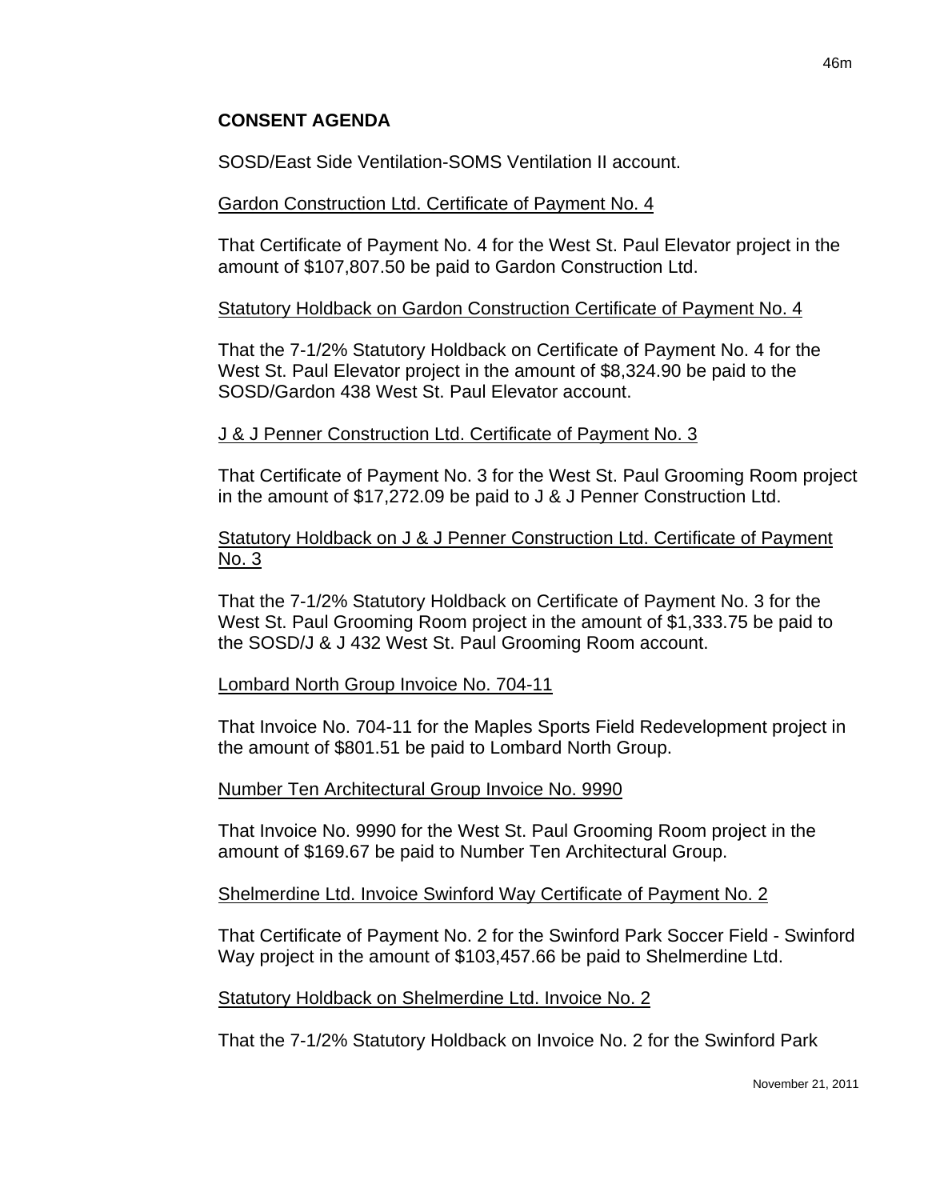## CONSENT AGENDA

SOSD/East Side Ventilation-SOMS Ventilation II account.

<u>Gardon Construction Ltd. Certificate of Payment No. 4</u>

That Certificate of Payment No. 4 for the West St. Paul Elevator project in the amount of $107,807.50 be paid to Gardon Construction Ltd.

<u>Statutory Holdback on Gardon Construction Certificate of Payment No. 4</u>

That the 7-1/2% Statutory Holdback on Certificate of Payment No. 4 for the West St. Paul Elevator project in the amount of $8,324.90 be paid to the SOSD/Gardon 438 West St. Paul Elevator account.

<u>J & J Penner Construction Ltd. Certificate of Payment No. 3</u>

That Certificate of Payment No. 3 for the West St. Paul Grooming Room project in the amount of $17,272.09 be paid to J & J Penner Construction Ltd.

<u>Statutory Holdback on J & J Penner Construction Ltd. Certificate of Payment No. 3</u>

That the 7-1/2% Statutory Holdback on Certificate of Payment No. 3 for the West St. Paul Grooming Room project in the amount of $1,333.75 be paid to the SOSD/J & J 432 West St. Paul Grooming Room account.

<u>Lombard North Group Invoice No. 704-11</u>

That Invoice No. 704-11 for the Maples Sports Field Redevelopment project in the amount of $801.51 be paid to Lombard North Group.

<u>Number Ten Architectural Group Invoice No. 9990</u>

That Invoice No. 9990 for the West St. Paul Grooming Room project in the amount of $169.67 be paid to Number Ten Architectural Group.

<u>Shelmerdine Ltd. Invoice Swinford Way Certificate of Payment No. 2</u>

That Certificate of Payment No. 2 for the Swinford Park Soccer Field - Swinford Way project in the amount of $103,457.66 be paid to Shelmerdine Ltd.

<u>Statutory Holdback on Shelmerdine Ltd. Invoice No. 2</u>

That the 7-1/2% Statutory Holdback on Invoice No. 2 for the Swinford Park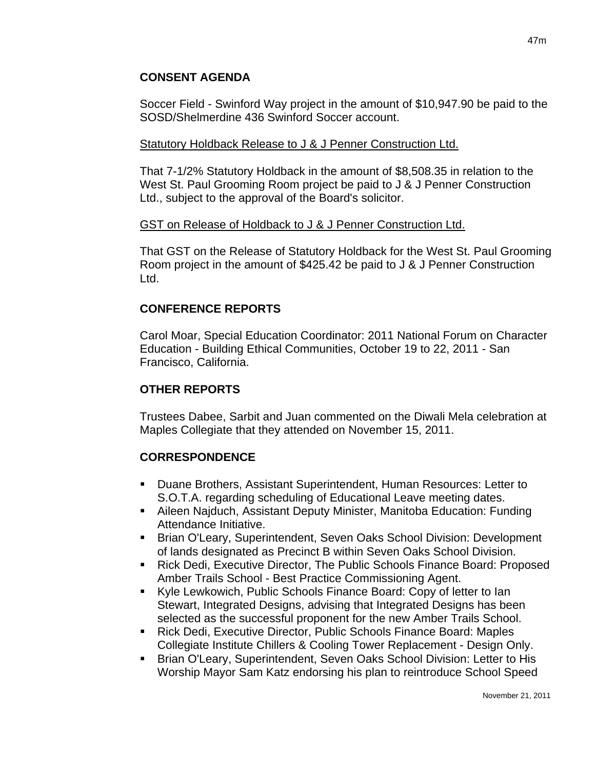## CONSENT AGENDA

Soccer Field - Swinford Way project in the amount of $10,947.90 be paid to the SOSD/Shelmerdine 436 Swinford Soccer account.

Statutory Holdback Release to J & J Penner Construction Ltd.

That 7-1/2% Statutory Holdback in the amount of $8,508.35 in relation to the West St. Paul Grooming Room project be paid to J & J Penner Construction Ltd., subject to the approval of the Board's solicitor.

GST on Release of Holdback to J & J Penner Construction Ltd.

That GST on the Release of Statutory Holdback for the West St. Paul Grooming Room project in the amount of $425.42 be paid to J & J Penner Construction Ltd.

## CONFERENCE REPORTS

Carol Moar, Special Education Coordinator: 2011 National Forum on Character Education - Building Ethical Communities, October 19 to 22, 2011 - San Francisco, California.

## OTHER REPORTS

Trustees Dabee, Sarbit and Juan commented on the Diwali Mela celebration at Maples Collegiate that they attended on November 15, 2011.

## CORRESPONDENCE

- Duane Brothers, Assistant Superintendent, Human Resources: Letter to S.O.T.A. regarding scheduling of Educational Leave meeting dates.
- Aileen Najduch, Assistant Deputy Minister, Manitoba Education: Funding Attendance Initiative.
- Brian O'Leary, Superintendent, Seven Oaks School Division: Development of lands designated as Precinct B within Seven Oaks School Division.
- Rick Dedi, Executive Director, The Public Schools Finance Board: Proposed Amber Trails School - Best Practice Commissioning Agent.
- Kyle Lewkowich, Public Schools Finance Board: Copy of letter to Ian Stewart, Integrated Designs, advising that Integrated Designs has been selected as the successful proponent for the new Amber Trails School.
- Rick Dedi, Executive Director, Public Schools Finance Board: Maples Collegiate Institute Chillers & Cooling Tower Replacement - Design Only.
- Brian O'Leary, Superintendent, Seven Oaks School Division: Letter to His Worship Mayor Sam Katz endorsing his plan to reintroduce School Speed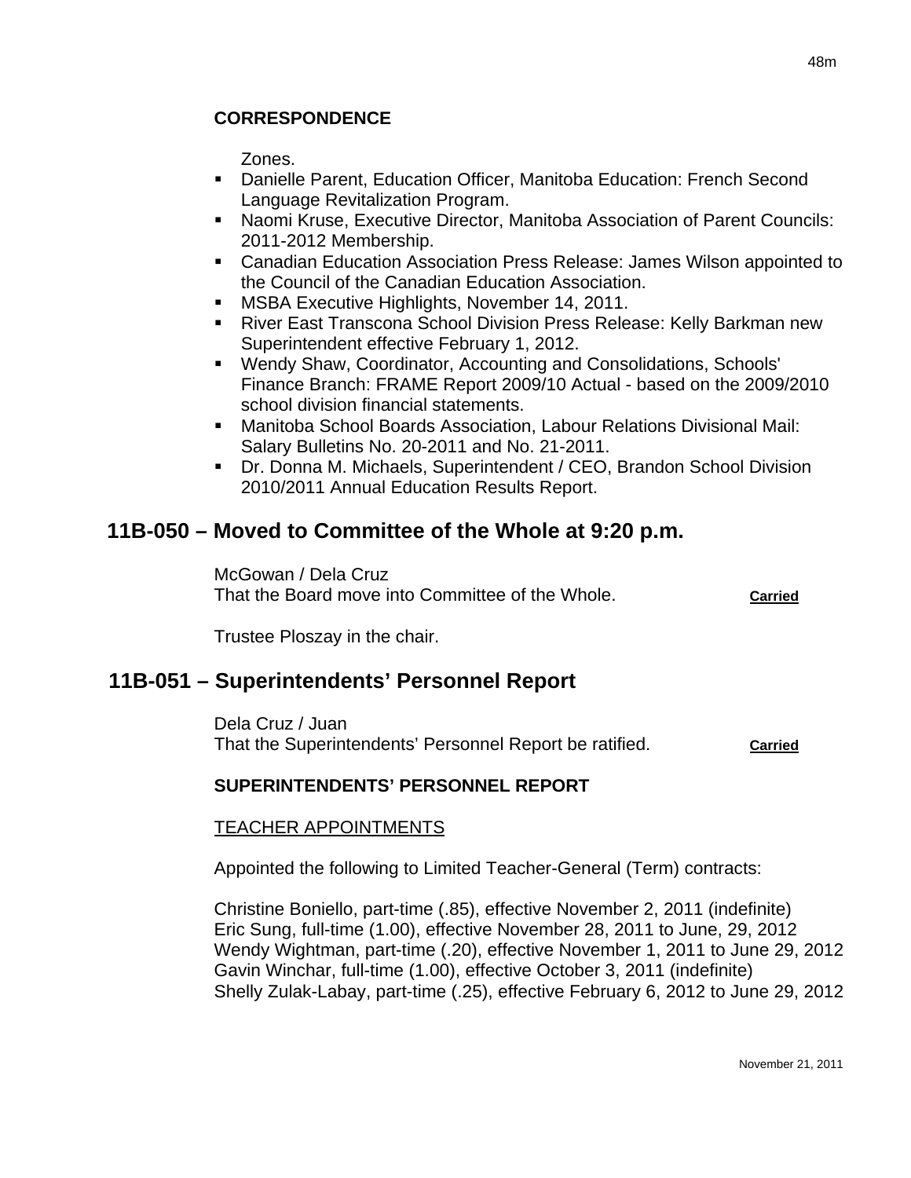**CORRESPONDENCE**

Zones.

- Danielle Parent, Education Officer, Manitoba Education: French Second Language Revitalization Program.
- Naomi Kruse, Executive Director, Manitoba Association of Parent Councils: 2011-2012 Membership.
- Canadian Education Association Press Release: James Wilson appointed to the Council of the Canadian Education Association.
- MSBA Executive Highlights, November 14, 2011.
- River East Transcona School Division Press Release: Kelly Barkman new Superintendent effective February 1, 2012.
- Wendy Shaw, Coordinator, Accounting and Consolidations, Schools' Finance Branch: FRAME Report 2009/10 Actual - based on the 2009/2010 school division financial statements.
- Manitoba School Boards Association, Labour Relations Divisional Mail: Salary Bulletins No. 20-2011 and No. 21-2011.
- Dr. Donna M. Michaels, Superintendent / CEO, Brandon School Division 2010/2011 Annual Education Results Report.

## 11B-050 – Moved to Committee of the Whole at 9:20 p.m.

McGowan / Dela Cruz
That the Board move into Committee of the Whole. **Carried**

Trustee Ploszay in the chair.

## 11B-051 – Superintendents' Personnel Report

Dela Cruz / Juan
That the Superintendents' Personnel Report be ratified. **Carried**

**SUPERINTENDENTS' PERSONNEL REPORT**

TEACHER APPOINTMENTS

Appointed the following to Limited Teacher-General (Term) contracts:

Christine Boniello, part-time (.85), effective November 2, 2011 (indefinite)
Eric Sung, full-time (1.00), effective November 28, 2011 to June, 29, 2012
Wendy Wightman, part-time (.20), effective November 1, 2011 to June 29, 2012
Gavin Winchar, full-time (1.00), effective October 3, 2011 (indefinite)
Shelly Zulak-Labay, part-time (.25), effective February 6, 2012 to June 29, 2012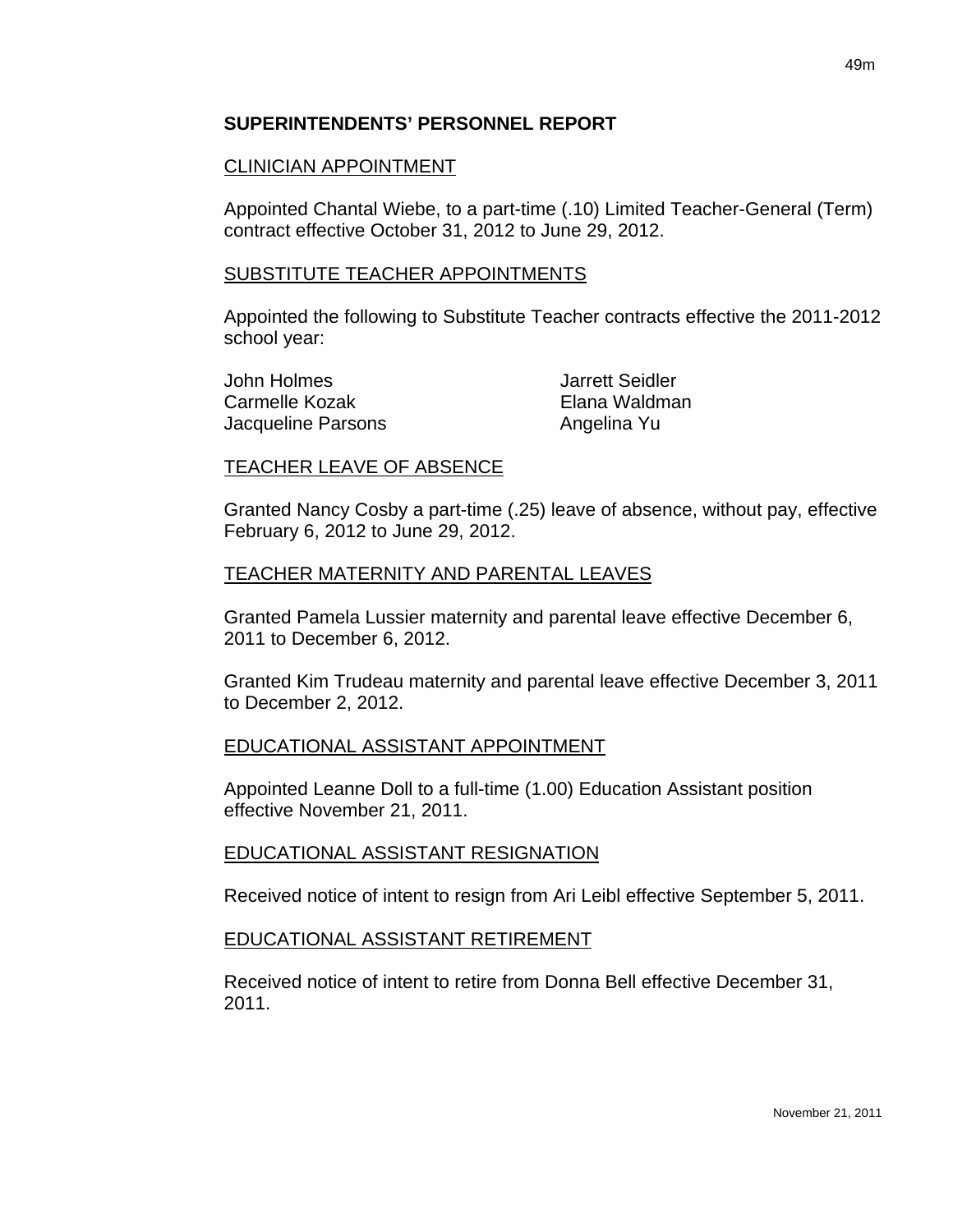## SUPERINTENDENTS' PERSONNEL REPORT

### CLINICIAN APPOINTMENT

Appointed Chantal Wiebe, to a part-time (.10) Limited Teacher-General (Term) contract effective October 31, 2012 to June 29, 2012.

### SUBSTITUTE TEACHER APPOINTMENTS

Appointed the following to Substitute Teacher contracts effective the 2011-2012 school year:

John Holmes
Carmelle Kozak
Jacqueline Parsons
Jarrett Seidler
Elana Waldman
Angelina Yu

### TEACHER LEAVE OF ABSENCE

Granted Nancy Cosby a part-time (.25) leave of absence, without pay, effective February 6, 2012 to June 29, 2012.

### TEACHER MATERNITY AND PARENTAL LEAVES

Granted Pamela Lussier maternity and parental leave effective December 6, 2011 to December 6, 2012.

Granted Kim Trudeau maternity and parental leave effective December 3, 2011 to December 2, 2012.

### EDUCATIONAL ASSISTANT APPOINTMENT

Appointed Leanne Doll to a full-time (1.00) Education Assistant position effective November 21, 2011.

### EDUCATIONAL ASSISTANT RESIGNATION

Received notice of intent to resign from Ari Leibl effective September 5, 2011.

### EDUCATIONAL ASSISTANT RETIREMENT

Received notice of intent to retire from Donna Bell effective December 31, 2011.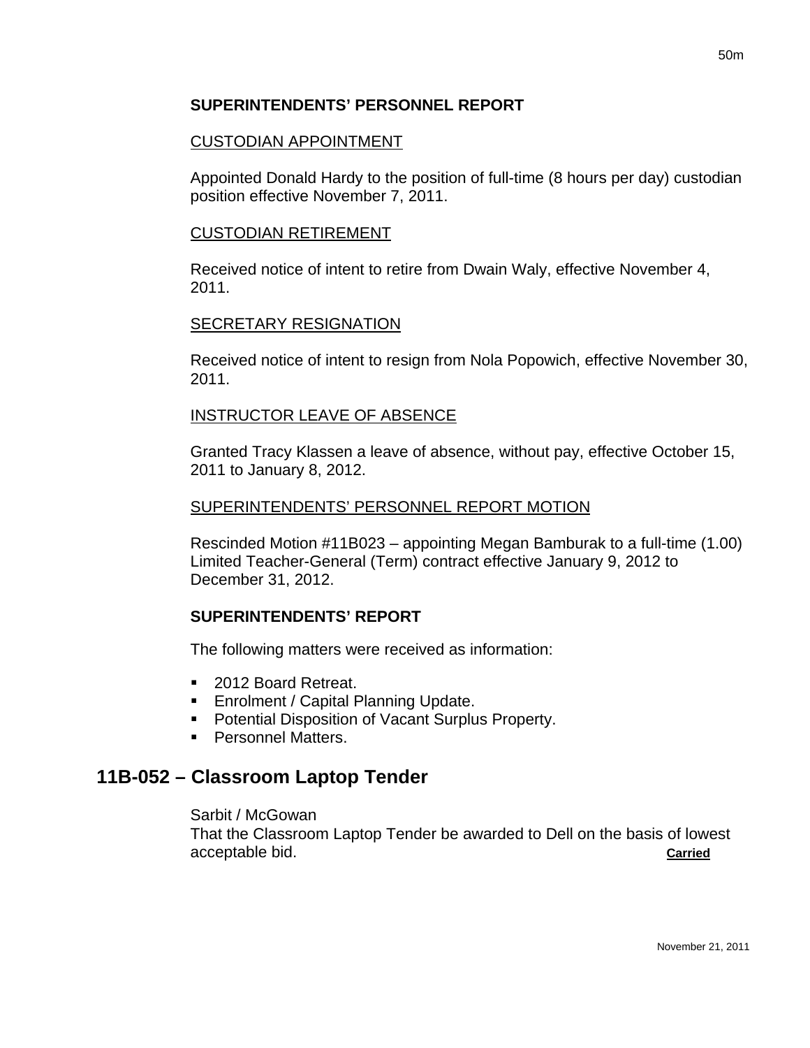**SUPERINTENDENTS' PERSONNEL REPORT**

CUSTODIAN APPOINTMENT

Appointed Donald Hardy to the position of full-time (8 hours per day) custodian position effective November 7, 2011.

CUSTODIAN RETIREMENT

Received notice of intent to retire from Dwain Waly, effective November 4, 2011.

SECRETARY RESIGNATION

Received notice of intent to resign from Nola Popowich, effective November 30, 2011.

INSTRUCTOR LEAVE OF ABSENCE

Granted Tracy Klassen a leave of absence, without pay, effective October 15, 2011 to January 8, 2012.

SUPERINTENDENTS' PERSONNEL REPORT MOTION

Rescinded Motion #11B023 – appointing Megan Bamburak to a full-time (1.00) Limited Teacher-General (Term) contract effective January 9, 2012 to December 31, 2012.

**SUPERINTENDENTS' REPORT**

The following matters were received as information:

- 2012 Board Retreat.
- Enrolment / Capital Planning Update.
- Potential Disposition of Vacant Surplus Property.
- Personnel Matters.

## 11B-052 – Classroom Laptop Tender

Sarbit / McGowan
That the Classroom Laptop Tender be awarded to Dell on the basis of lowest acceptable bid. **Carried**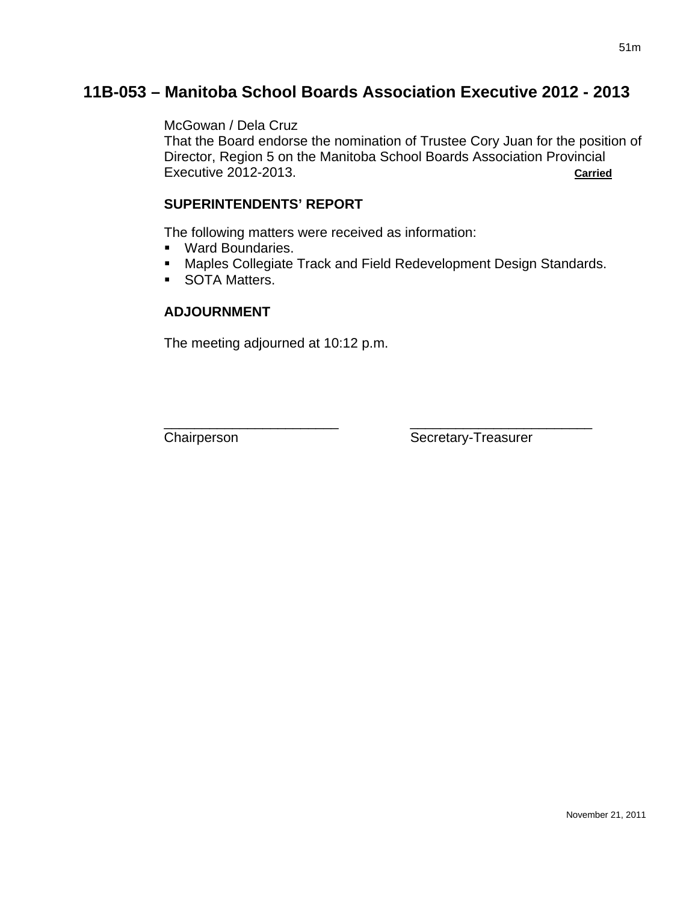## 11B-053 – Manitoba School Boards Association Executive 2012 - 2013

McGowan / Dela Cruz
That the Board endorse the nomination of Trustee Cory Juan for the position of Director, Region 5 on the Manitoba School Boards Association Provincial Executive 2012-2013. **Carried**

**SUPERINTENDENTS' REPORT**

The following matters were received as information:

- Ward Boundaries.
- Maples Collegiate Track and Field Redevelopment Design Standards.
- SOTA Matters.

**ADJOURNMENT**

The meeting adjourned at 10:12 p.m.

_______________________ _______________________
Chairperson Secretary-Treasurer